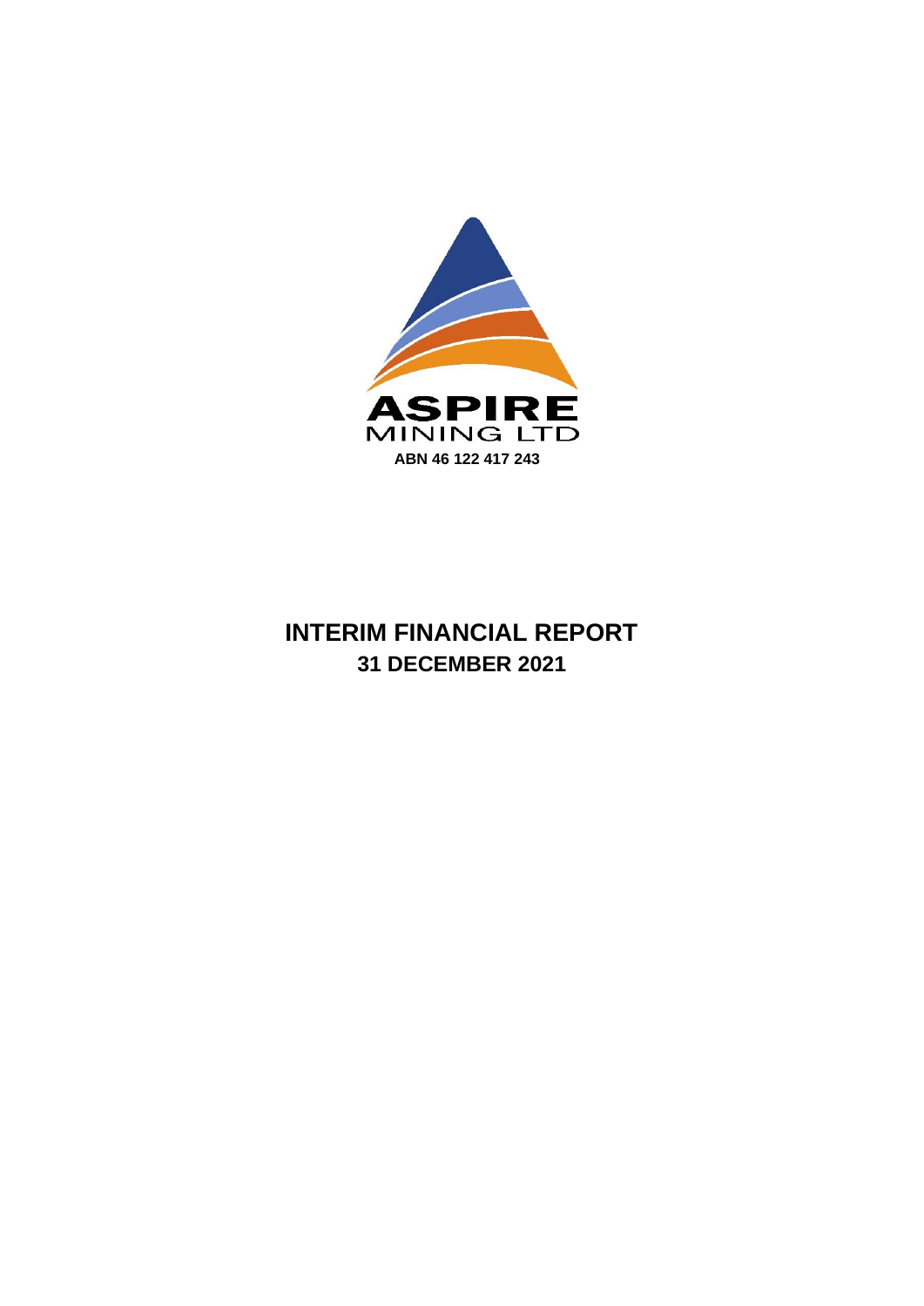ASPIRE MINING LTD

ABN 46 122 417 243

# INTERIM FINANCIAL REPORT

## 31 DECEMBER 2021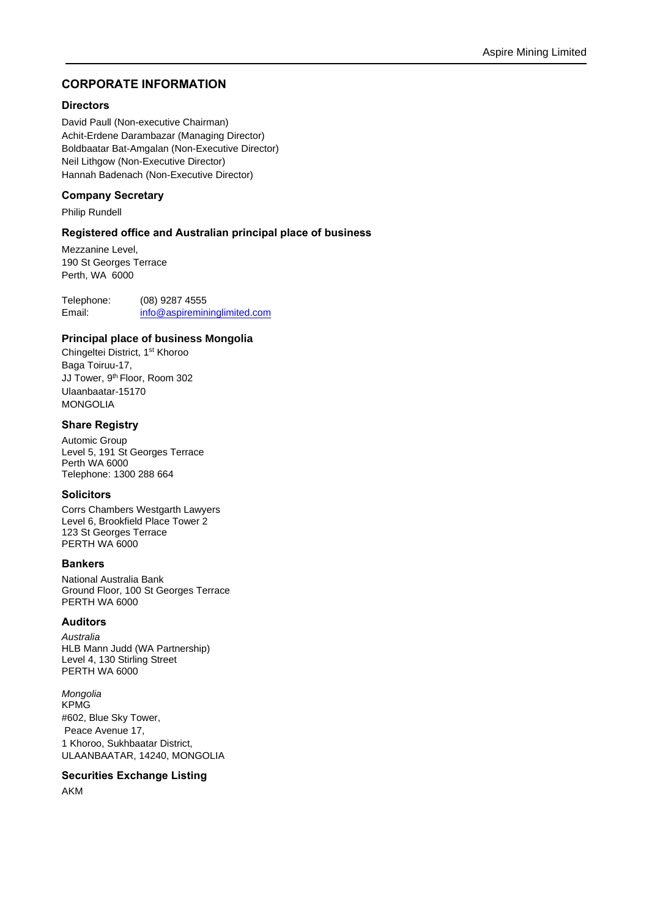# CORPORATE INFORMATION

## Directors

David Paull (Non-executive Chairman)
Achit-Erdene Darambazar (Managing Director)
Boldbaatar Bat-Amgalan (Non-Executive Director)
Neil Lithgow (Non-Executive Director)
Hannah Badenach (Non-Executive Director)

## Company Secretary

Philip Rundell

## Registered office and Australian principal place of business

Mezzanine Level,
190 St Georges Terrace
Perth, WA 6000

Telephone: (08) 9287 4555
Email: info@aspiremininglimited.com

## Principal place of business Mongolia

Chingeltei District, 1st Khoroo
Baga Toiruu-17,
JJ Tower, 9th Floor, Room 302
Ulaanbaatar-15170
MONGOLIA

## Share Registry

Automic Group
Level 5, 191 St Georges Terrace
Perth WA 6000
Telephone: 1300 288 664

## Solicitors

Corrs Chambers Westgarth Lawyers
Level 6, Brookfield Place Tower 2
123 St Georges Terrace
PERTH WA 6000

## Bankers

National Australia Bank
Ground Floor, 100 St Georges Terrace
PERTH WA 6000

## Auditors

*Australia*
HLB Mann Judd (WA Partnership)
Level 4, 130 Stirling Street
PERTH WA 6000

*Mongolia*
KPMG
#602, Blue Sky Tower,
Peace Avenue 17,
1 Khoroo, Sukhbaatar District,
ULAANBAATAR, 14240, MONGOLIA

## Securities Exchange Listing

AKM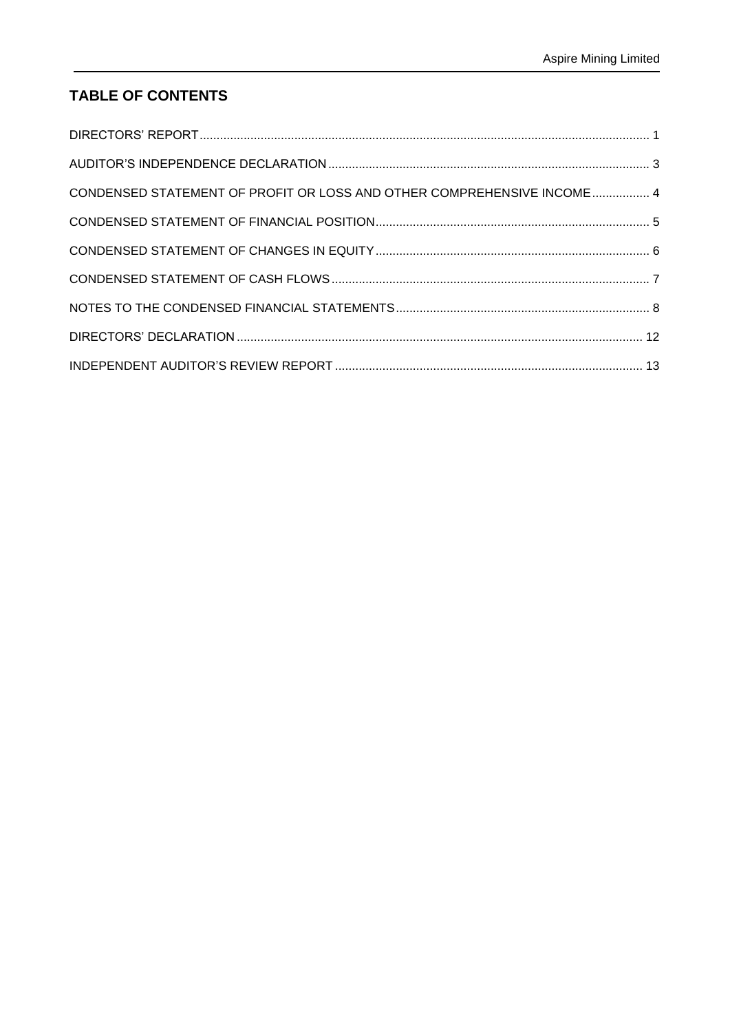## TABLE OF CONTENTS

| | |
|---|---|
| DIRECTORS' REPORT | 1 |
| AUDITOR'S INDEPENDENCE DECLARATION | 3 |
| CONDENSED STATEMENT OF PROFIT OR LOSS AND OTHER COMPREHENSIVE INCOME | 4 |
| CONDENSED STATEMENT OF FINANCIAL POSITION | 5 |
| CONDENSED STATEMENT OF CHANGES IN EQUITY | 6 |
| CONDENSED STATEMENT OF CASH FLOWS | 7 |
| NOTES TO THE CONDENSED FINANCIAL STATEMENTS | 8 |
| DIRECTORS' DECLARATION | 12 |
| INDEPENDENT AUDITOR'S REVIEW REPORT | 13 |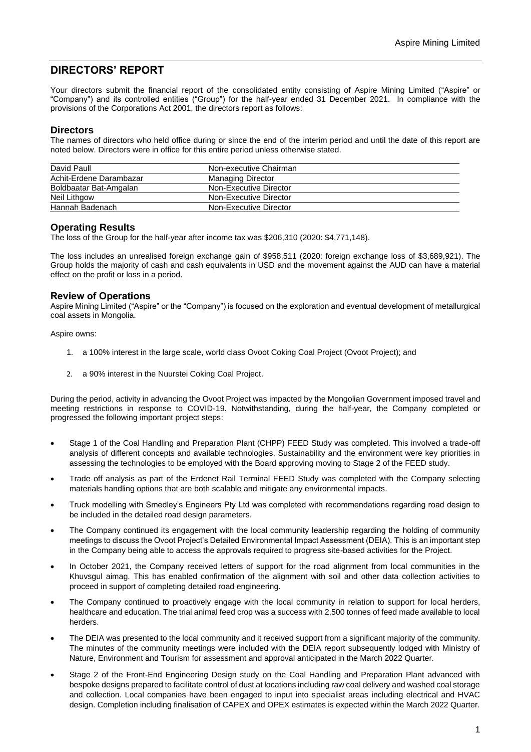# DIRECTORS' REPORT

Your directors submit the financial report of the consolidated entity consisting of Aspire Mining Limited ("Aspire" or "Company") and its controlled entities ("Group") for the half-year ended 31 December 2021. In compliance with the provisions of the Corporations Act 2001, the directors report as follows:

## Directors

The names of directors who held office during or since the end of the interim period and until the date of this report are noted below. Directors were in office for this entire period unless otherwise stated.

| | |
|---|---|
| David Paull | Non-executive Chairman |
| Achit-Erdene Darambazar | Managing Director |
| Boldbaatar Bat-Amgalan | Non-Executive Director |
| Neil Lithgow | Non-Executive Director |
| Hannah Badenach | Non-Executive Director |

## Operating Results

The loss of the Group for the half-year after income tax was $206,310 (2020: $4,771,148).

The loss includes an unrealised foreign exchange gain of $958,511 (2020: foreign exchange loss of $3,689,921). The Group holds the majority of cash and cash equivalents in USD and the movement against the AUD can have a material effect on the profit or loss in a period.

## Review of Operations

Aspire Mining Limited ("Aspire" or the "Company") is focused on the exploration and eventual development of metallurgical coal assets in Mongolia.

Aspire owns:

1. a 100% interest in the large scale, world class Ovoot Coking Coal Project (Ovoot Project); and
2. a 90% interest in the Nuurstei Coking Coal Project.

During the period, activity in advancing the Ovoot Project was impacted by the Mongolian Government imposed travel and meeting restrictions in response to COVID-19. Notwithstanding, during the half-year, the Company completed or progressed the following important project steps:

- Stage 1 of the Coal Handling and Preparation Plant (CHPP) FEED Study was completed. This involved a trade-off analysis of different concepts and available technologies. Sustainability and the environment were key priorities in assessing the technologies to be employed with the Board approving moving to Stage 2 of the FEED study.
- Trade off analysis as part of the Erdenet Rail Terminal FEED Study was completed with the Company selecting materials handling options that are both scalable and mitigate any environmental impacts.
- Truck modelling with Smedley's Engineers Pty Ltd was completed with recommendations regarding road design to be included in the detailed road design parameters.
- The Company continued its engagement with the local community leadership regarding the holding of community meetings to discuss the Ovoot Project's Detailed Environmental Impact Assessment (DEIA). This is an important step in the Company being able to access the approvals required to progress site-based activities for the Project.
- In October 2021, the Company received letters of support for the road alignment from local communities in the Khuvsgul aimag. This has enabled confirmation of the alignment with soil and other data collection activities to proceed in support of completing detailed road engineering.
- The Company continued to proactively engage with the local community in relation to support for local herders, healthcare and education. The trial animal feed crop was a success with 2,500 tonnes of feed made available to local herders.
- The DEIA was presented to the local community and it received support from a significant majority of the community. The minutes of the community meetings were included with the DEIA report subsequently lodged with Ministry of Nature, Environment and Tourism for assessment and approval anticipated in the March 2022 Quarter.
- Stage 2 of the Front-End Engineering Design study on the Coal Handling and Preparation Plant advanced with bespoke designs prepared to facilitate control of dust at locations including raw coal delivery and washed coal storage and collection. Local companies have been engaged to input into specialist areas including electrical and HVAC design. Completion including finalisation of CAPEX and OPEX estimates is expected within the March 2022 Quarter.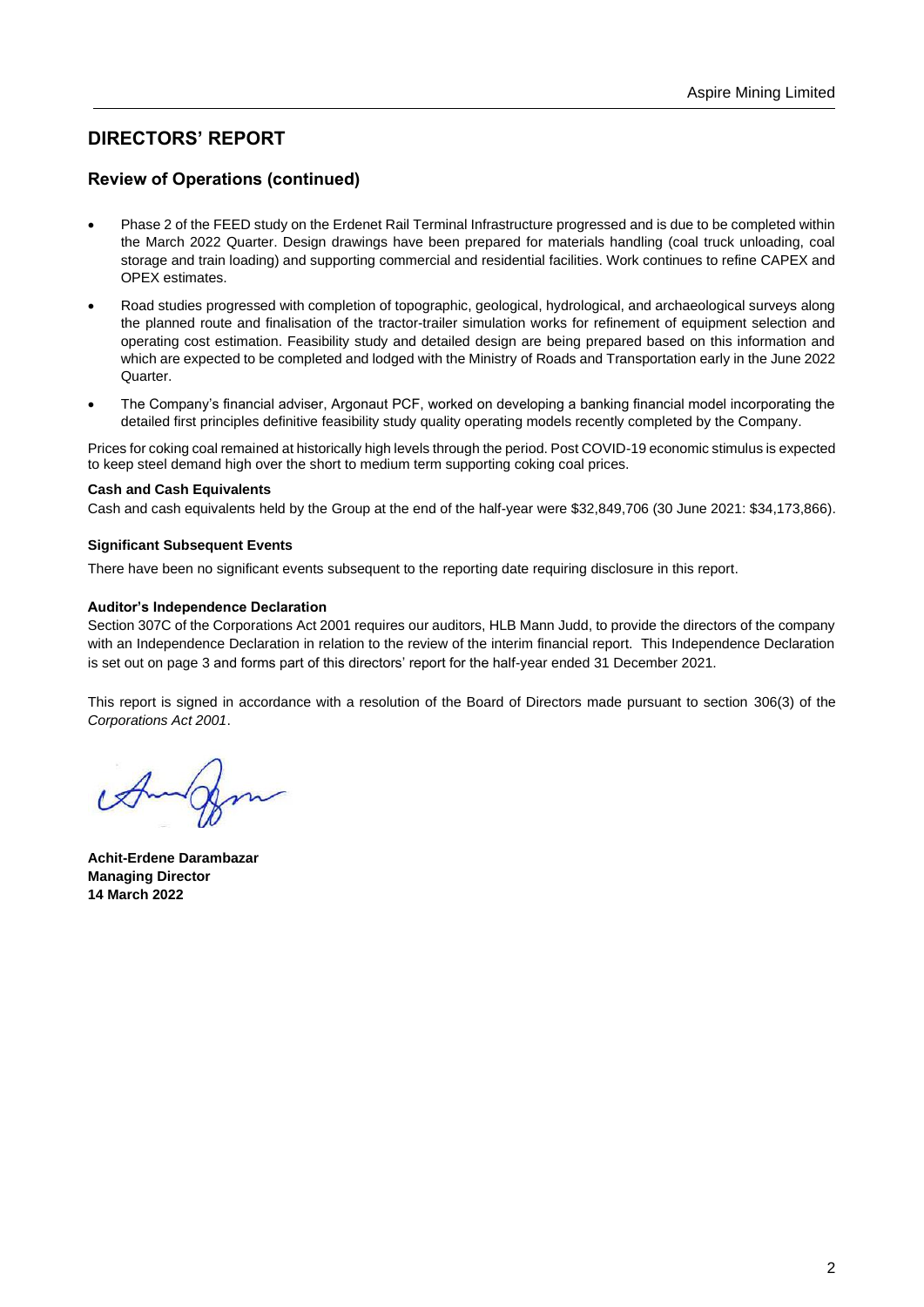## DIRECTORS' REPORT

### Review of Operations (continued)

- Phase 2 of the FEED study on the Erdenet Rail Terminal Infrastructure progressed and is due to be completed within the March 2022 Quarter. Design drawings have been prepared for materials handling (coal truck unloading, coal storage and train loading) and supporting commercial and residential facilities. Work continues to refine CAPEX and OPEX estimates.
- Road studies progressed with completion of topographic, geological, hydrological, and archaeological surveys along the planned route and finalisation of the tractor-trailer simulation works for refinement of equipment selection and operating cost estimation. Feasibility study and detailed design are being prepared based on this information and which are expected to be completed and lodged with the Ministry of Roads and Transportation early in the June 2022 Quarter.
- The Company's financial adviser, Argonaut PCF, worked on developing a banking financial model incorporating the detailed first principles definitive feasibility study quality operating models recently completed by the Company.

Prices for coking coal remained at historically high levels through the period. Post COVID-19 economic stimulus is expected to keep steel demand high over the short to medium term supporting coking coal prices.

**Cash and Cash Equivalents**

Cash and cash equivalents held by the Group at the end of the half-year were $32,849,706 (30 June 2021: $34,173,866).

**Significant Subsequent Events**

There have been no significant events subsequent to the reporting date requiring disclosure in this report.

**Auditor's Independence Declaration**

Section 307C of the Corporations Act 2001 requires our auditors, HLB Mann Judd, to provide the directors of the company with an Independence Declaration in relation to the review of the interim financial report. This Independence Declaration is set out on page 3 and forms part of this directors' report for the half-year ended 31 December 2021.

This report is signed in accordance with a resolution of the Board of Directors made pursuant to section 306(3) of the *Corporations Act 2001*.

**Achit-Erdene Darambazar**
**Managing Director**
**14 March 2022**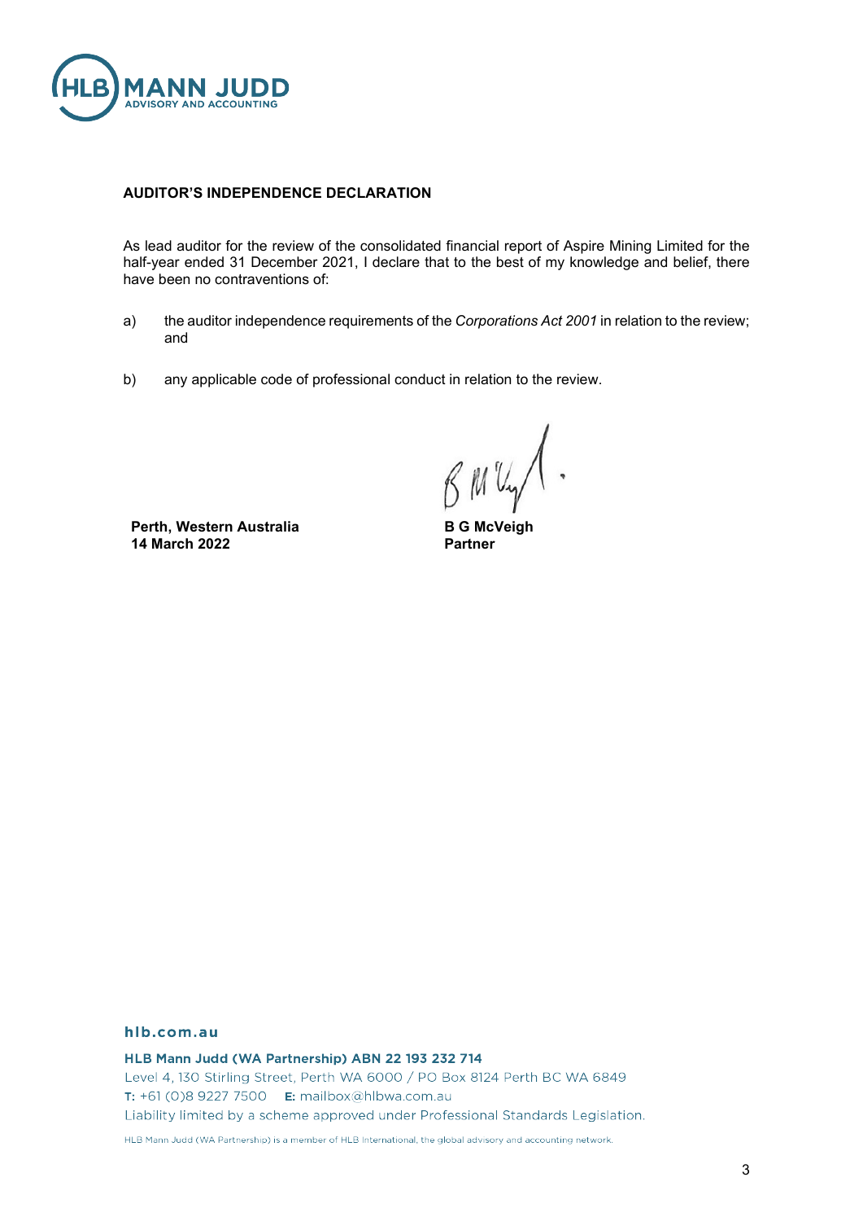**AUDITOR'S INDEPENDENCE DECLARATION**

As lead auditor for the review of the consolidated financial report of Aspire Mining Limited for the half-year ended 31 December 2021, I declare that to the best of my knowledge and belief, there have been no contraventions of:

a) the auditor independence requirements of the *Corporations Act 2001* in relation to the review; and

b) any applicable code of professional conduct in relation to the review.

**Perth, Western Australia**
**14 March 2022**

**B G McVeigh**
**Partner**

hlb.com.au

**HLB Mann Judd (WA Partnership) ABN 22 193 232 714**
Level 4, 130 Stirling Street, Perth WA 6000 / PO Box 8124 Perth BC WA 6849
T: +61 (0)8 9227 7500 E: mailbox@hlbwa.com.au
Liability limited by a scheme approved under Professional Standards Legislation.

HLB Mann Judd (WA Partnership) is a member of HLB International, the global advisory and accounting network.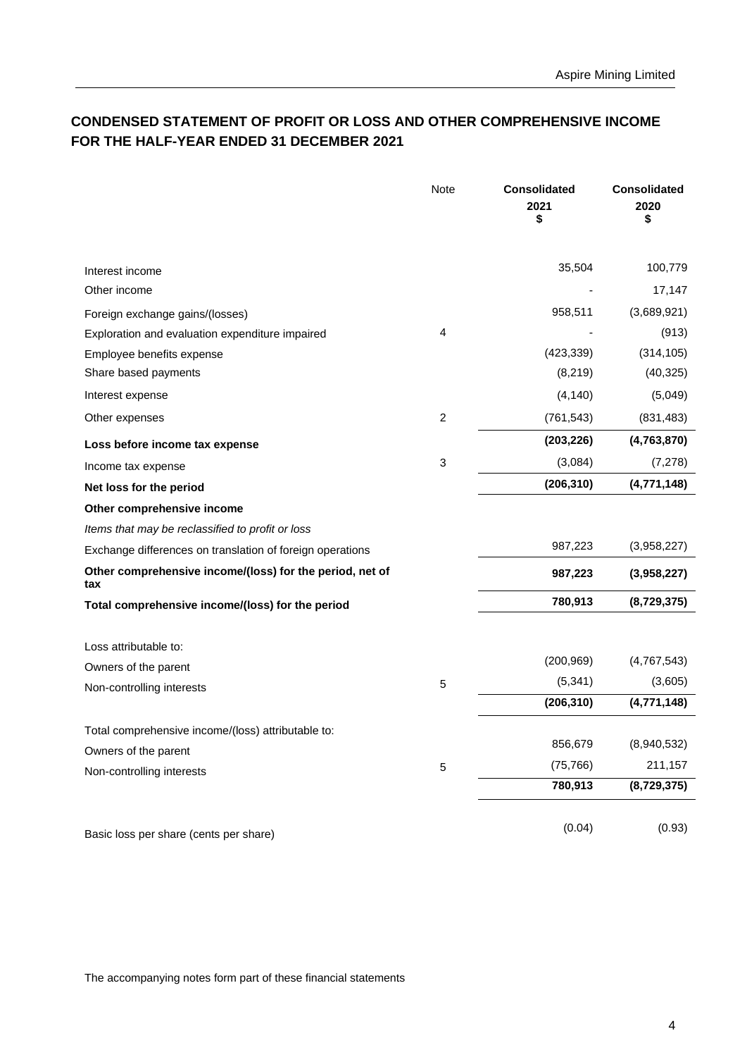## CONDENSED STATEMENT OF PROFIT OR LOSS AND OTHER COMPREHENSIVE INCOME FOR THE HALF-YEAR ENDED 31 DECEMBER 2021

| | Note | Consolidated 2021 $ | Consolidated 2020 $ |
|---|---|---|---|
| Interest income | | 35,504 | 100,779 |
| Other income | | - | 17,147 |
| Foreign exchange gains/(losses) | | 958,511 | (3,689,921) |
| Exploration and evaluation expenditure impaired | 4 | - | (913) |
| Employee benefits expense | | (423,339) | (314,105) |
| Share based payments | | (8,219) | (40,325) |
| Interest expense | | (4,140) | (5,049) |
| Other expenses | 2 | (761,543) | (831,483) |
| **Loss before income tax expense** | | **(203,226)** | **(4,763,870)** |
| Income tax expense | 3 | (3,084) | (7,278) |
| **Net loss for the period** | | **(206,310)** | **(4,771,148)** |
| **Other comprehensive income** | | | |
| *Items that may be reclassified to profit or loss* | | | |
| Exchange differences on translation of foreign operations | | 987,223 | (3,958,227) |
| **Other comprehensive income/(loss) for the period, net of tax** | | **987,223** | **(3,958,227)** |
| **Total comprehensive income/(loss) for the period** | | **780,913** | **(8,729,375)** |
| | | | |
| Loss attributable to: | | | |
| Owners of the parent | | (200,969) | (4,767,543) |
| Non-controlling interests | 5 | (5,341) | (3,605) |
| | | **(206,310)** | **(4,771,148)** |
| | | | |
| Total comprehensive income/(loss) attributable to: | | | |
| Owners of the parent | | 856,679 | (8,940,532) |
| Non-controlling interests | 5 | (75,766) | 211,157 |
| | | **780,913** | **(8,729,375)** |
| | | | |
| Basic loss per share (cents per share) | | (0.04) | (0.93) |

The accompanying notes form part of these financial statements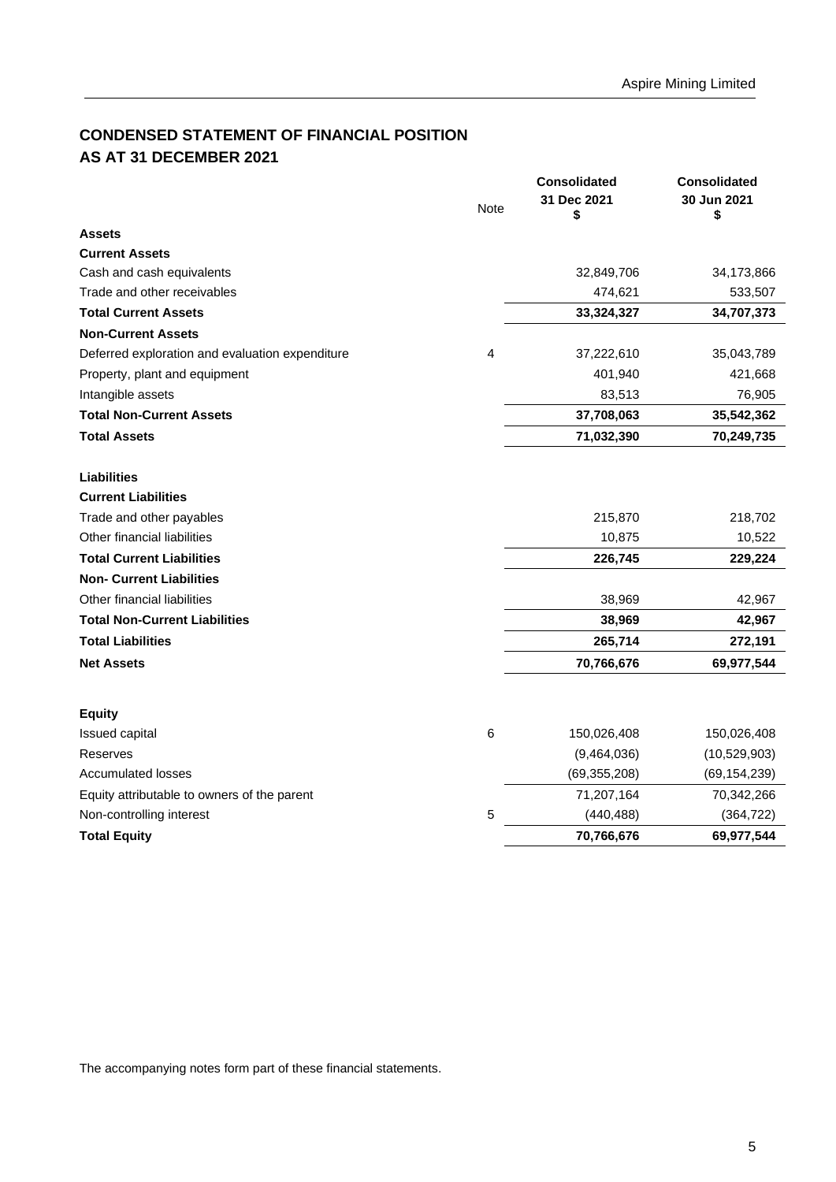## CONDENSED STATEMENT OF FINANCIAL POSITION
## AS AT 31 DECEMBER 2021

| | Note | Consolidated 31 Dec 2021 $ | Consolidated 30 Jun 2021 $ |
|---|---|---|---|
| **Assets** | | | |
| **Current Assets** | | | |
| Cash and cash equivalents | | 32,849,706 | 34,173,866 |
| Trade and other receivables | | 474,621 | 533,507 |
| **Total Current Assets** | | **33,324,327** | **34,707,373** |
| **Non-Current Assets** | | | |
| Deferred exploration and evaluation expenditure | 4 | 37,222,610 | 35,043,789 |
| Property, plant and equipment | | 401,940 | 421,668 |
| Intangible assets | | 83,513 | 76,905 |
| **Total Non-Current Assets** | | **37,708,063** | **35,542,362** |
| **Total Assets** | | **71,032,390** | **70,249,735** |
| | | | |
| **Liabilities** | | | |
| **Current Liabilities** | | | |
| Trade and other payables | | 215,870 | 218,702 |
| Other financial liabilities | | 10,875 | 10,522 |
| **Total Current Liabilities** | | **226,745** | **229,224** |
| **Non- Current Liabilities** | | | |
| Other financial liabilities | | 38,969 | 42,967 |
| **Total Non-Current Liabilities** | | **38,969** | **42,967** |
| **Total Liabilities** | | **265,714** | **272,191** |
| **Net Assets** | | **70,766,676** | **69,977,544** |
| | | | |
| **Equity** | | | |
| Issued capital | 6 | 150,026,408 | 150,026,408 |
| Reserves | | (9,464,036) | (10,529,903) |
| Accumulated losses | | (69,355,208) | (69,154,239) |
| Equity attributable to owners of the parent | | 71,207,164 | 70,342,266 |
| Non-controlling interest | 5 | (440,488) | (364,722) |
| **Total Equity** | | **70,766,676** | **69,977,544** |

The accompanying notes form part of these financial statements.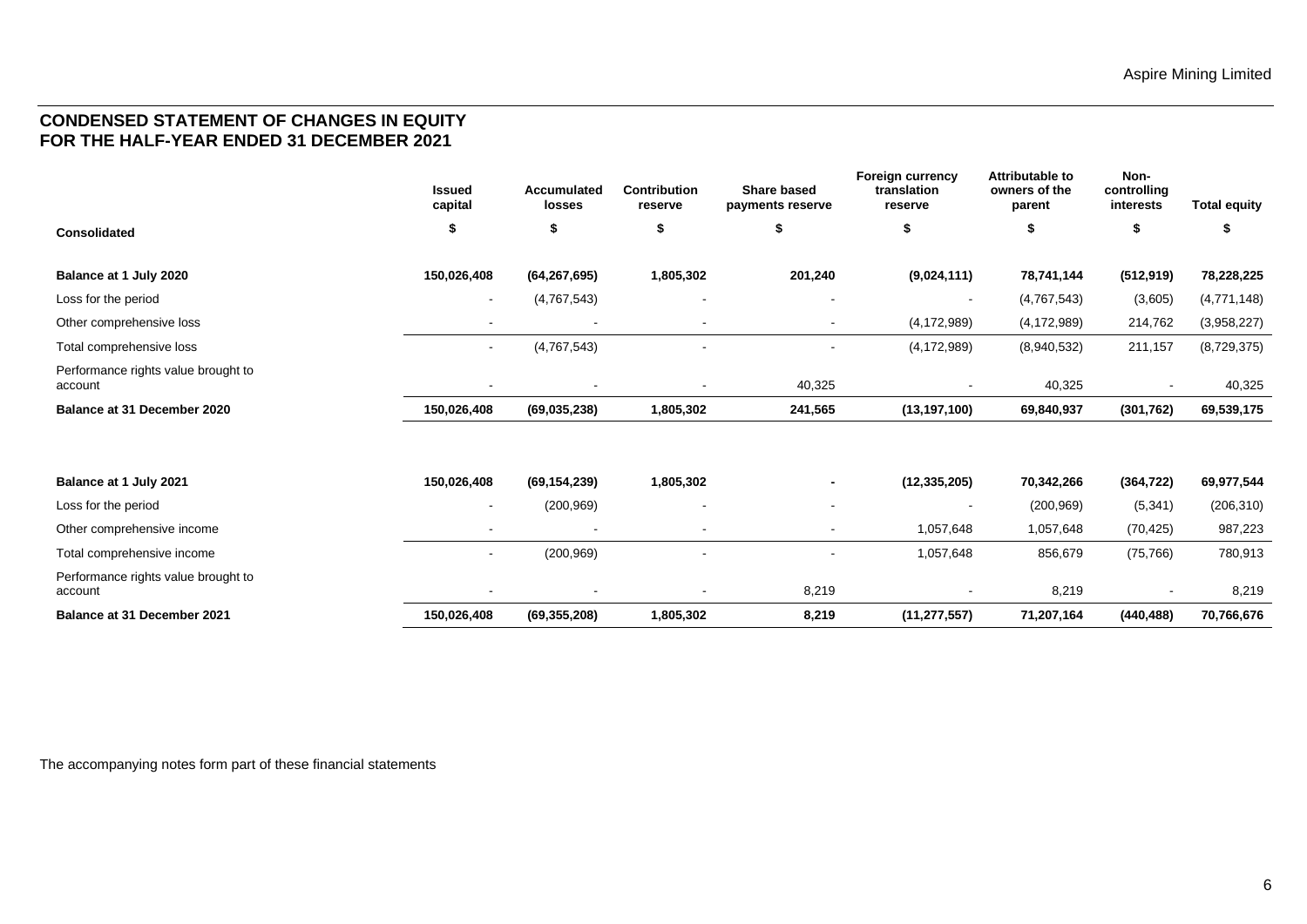## CONDENSED STATEMENT OF CHANGES IN EQUITY FOR THE HALF-YEAR ENDED 31 DECEMBER 2021

| Consolidated | Issued capital | Accumulated losses | Contribution reserve | Share based payments reserve | Foreign currency translation reserve | Attributable to owners of the parent | Non-controlling interests | Total equity |
|---|---|---|---|---|---|---|---|---|
| | $ | $ | $ | $ | $ | $ | $ | $ |
| **Balance at 1 July 2020** | **150,026,408** | **(64,267,695)** | **1,805,302** | **201,240** | **(9,024,111)** | **78,741,144** | **(512,919)** | **78,228,225** |
| Loss for the period | - | (4,767,543) | - | - | - | (4,767,543) | (3,605) | (4,771,148) |
| Other comprehensive loss | - | - | - | - | (4,172,989) | (4,172,989) | 214,762 | (3,958,227) |
| Total comprehensive loss | - | (4,767,543) | - | - | (4,172,989) | (8,940,532) | 211,157 | (8,729,375) |
| Performance rights value brought to account | - | - | - | 40,325 | - | 40,325 | - | 40,325 |
| **Balance at 31 December 2020** | **150,026,408** | **(69,035,238)** | **1,805,302** | **241,565** | **(13,197,100)** | **69,840,937** | **(301,762)** | **69,539,175** |
| | | | | | | | | |
| **Balance at 1 July 2021** | **150,026,408** | **(69,154,239)** | **1,805,302** | **-** | **(12,335,205)** | **70,342,266** | **(364,722)** | **69,977,544** |
| Loss for the period | - | (200,969) | - | - | - | (200,969) | (5,341) | (206,310) |
| Other comprehensive income | - | - | - | - | 1,057,648 | 1,057,648 | (70,425) | 987,223 |
| Total comprehensive income | - | (200,969) | - | - | 1,057,648 | 856,679 | (75,766) | 780,913 |
| Performance rights value brought to account | - | - | - | 8,219 | - | 8,219 | - | 8,219 |
| **Balance at 31 December 2021** | **150,026,408** | **(69,355,208)** | **1,805,302** | **8,219** | **(11,277,557)** | **71,207,164** | **(440,488)** | **70,766,676** |

The accompanying notes form part of these financial statements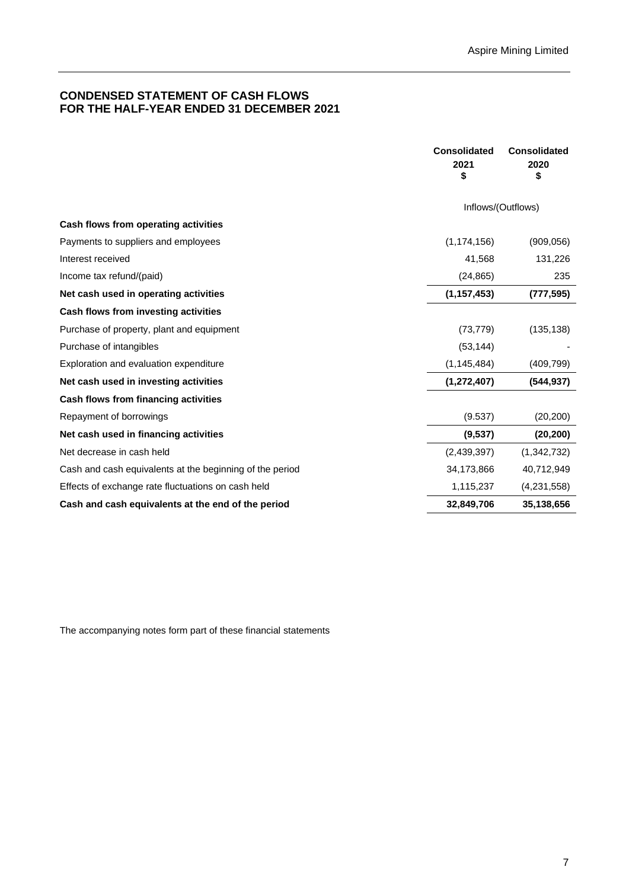## CONDENSED STATEMENT OF CASH FLOWS FOR THE HALF-YEAR ENDED 31 DECEMBER 2021

| | Consolidated 2021 $ | Consolidated 2020 $ |
|---|---|---|
| | Inflows/(Outflows) | |
| **Cash flows from operating activities** | | |
| Payments to suppliers and employees | (1,174,156) | (909,056) |
| Interest received | 41,568 | 131,226 |
| Income tax refund/(paid) | (24,865) | 235 |
| **Net cash used in operating activities** | **(1,157,453)** | **(777,595)** |
| **Cash flows from investing activities** | | |
| Purchase of property, plant and equipment | (73,779) | (135,138) |
| Purchase of intangibles | (53,144) | - |
| Exploration and evaluation expenditure | (1,145,484) | (409,799) |
| **Net cash used in investing activities** | **(1,272,407)** | **(544,937)** |
| **Cash flows from financing activities** | | |
| Repayment of borrowings | (9.537) | (20,200) |
| **Net cash used in financing activities** | **(9,537)** | **(20,200)** |
| Net decrease in cash held | (2,439,397) | (1,342,732) |
| Cash and cash equivalents at the beginning of the period | 34,173,866 | 40,712,949 |
| Effects of exchange rate fluctuations on cash held | 1,115,237 | (4,231,558) |
| **Cash and cash equivalents at the end of the period** | **32,849,706** | **35,138,656** |

The accompanying notes form part of these financial statements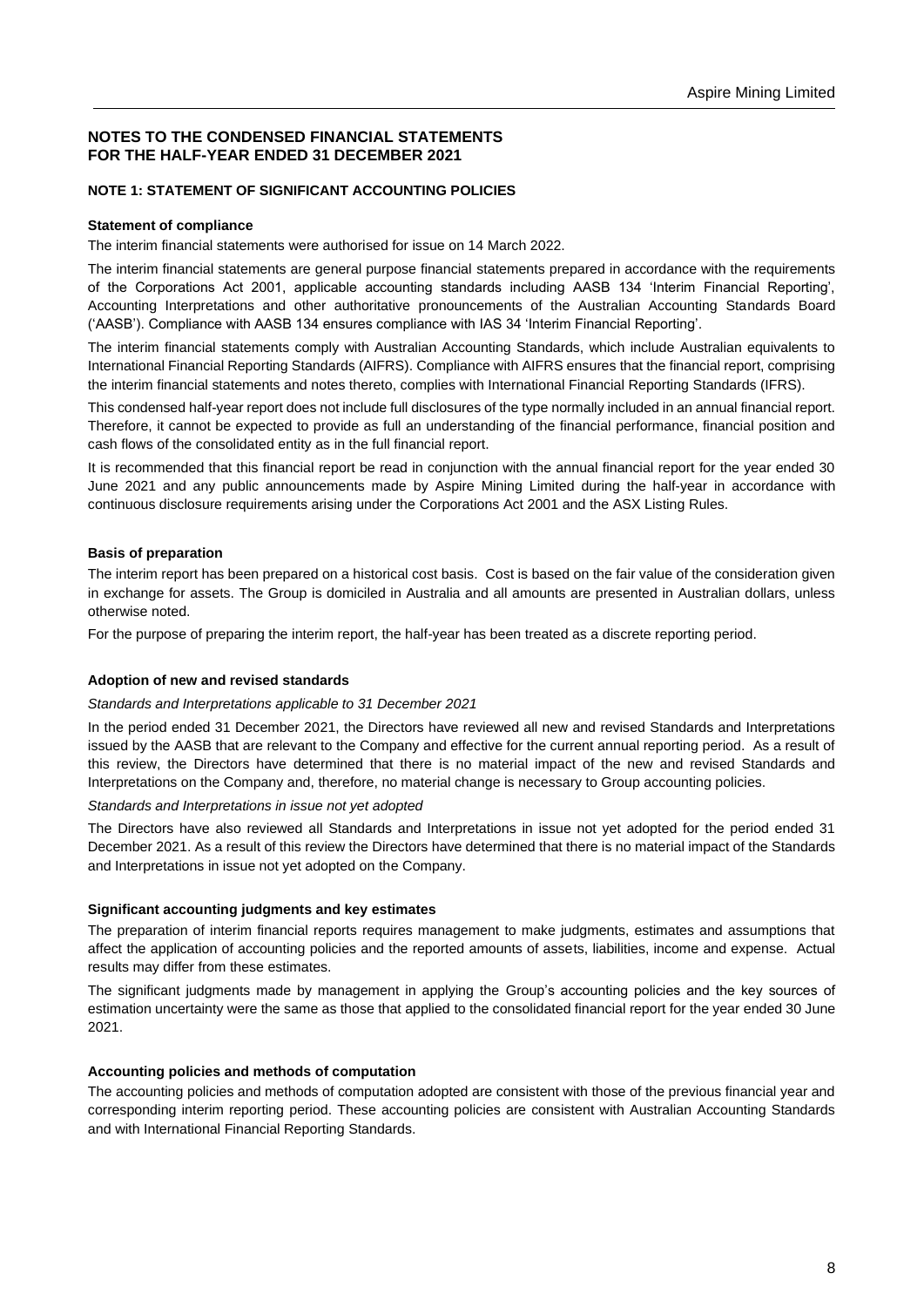# NOTES TO THE CONDENSED FINANCIAL STATEMENTS FOR THE HALF-YEAR ENDED 31 DECEMBER 2021

## NOTE 1: STATEMENT OF SIGNIFICANT ACCOUNTING POLICIES

### Statement of compliance

The interim financial statements were authorised for issue on 14 March 2022.

The interim financial statements are general purpose financial statements prepared in accordance with the requirements of the Corporations Act 2001, applicable accounting standards including AASB 134 'Interim Financial Reporting', Accounting Interpretations and other authoritative pronouncements of the Australian Accounting Standards Board ('AASB'). Compliance with AASB 134 ensures compliance with IAS 34 'Interim Financial Reporting'.

The interim financial statements comply with Australian Accounting Standards, which include Australian equivalents to International Financial Reporting Standards (AIFRS). Compliance with AIFRS ensures that the financial report, comprising the interim financial statements and notes thereto, complies with International Financial Reporting Standards (IFRS).

This condensed half-year report does not include full disclosures of the type normally included in an annual financial report. Therefore, it cannot be expected to provide as full an understanding of the financial performance, financial position and cash flows of the consolidated entity as in the full financial report.

It is recommended that this financial report be read in conjunction with the annual financial report for the year ended 30 June 2021 and any public announcements made by Aspire Mining Limited during the half-year in accordance with continuous disclosure requirements arising under the Corporations Act 2001 and the ASX Listing Rules.

### Basis of preparation

The interim report has been prepared on a historical cost basis. Cost is based on the fair value of the consideration given in exchange for assets. The Group is domiciled in Australia and all amounts are presented in Australian dollars, unless otherwise noted.

For the purpose of preparing the interim report, the half-year has been treated as a discrete reporting period.

### Adoption of new and revised standards

*Standards and Interpretations applicable to 31 December 2021*

In the period ended 31 December 2021, the Directors have reviewed all new and revised Standards and Interpretations issued by the AASB that are relevant to the Company and effective for the current annual reporting period. As a result of this review, the Directors have determined that there is no material impact of the new and revised Standards and Interpretations on the Company and, therefore, no material change is necessary to Group accounting policies.

*Standards and Interpretations in issue not yet adopted*

The Directors have also reviewed all Standards and Interpretations in issue not yet adopted for the period ended 31 December 2021. As a result of this review the Directors have determined that there is no material impact of the Standards and Interpretations in issue not yet adopted on the Company.

### Significant accounting judgments and key estimates

The preparation of interim financial reports requires management to make judgments, estimates and assumptions that affect the application of accounting policies and the reported amounts of assets, liabilities, income and expense. Actual results may differ from these estimates.

The significant judgments made by management in applying the Group's accounting policies and the key sources of estimation uncertainty were the same as those that applied to the consolidated financial report for the year ended 30 June 2021.

### Accounting policies and methods of computation

The accounting policies and methods of computation adopted are consistent with those of the previous financial year and corresponding interim reporting period. These accounting policies are consistent with Australian Accounting Standards and with International Financial Reporting Standards.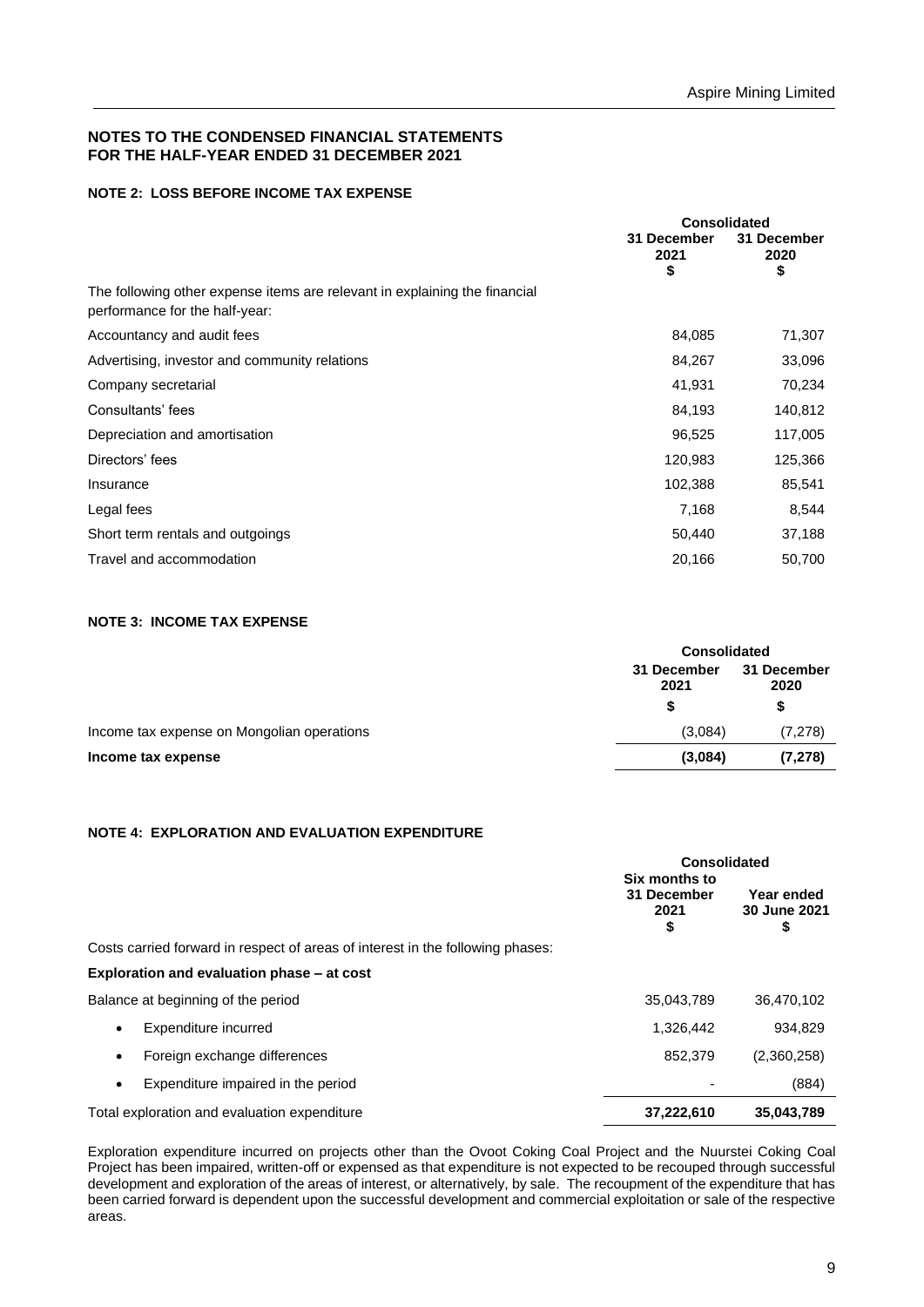# NOTES TO THE CONDENSED FINANCIAL STATEMENTS FOR THE HALF-YEAR ENDED 31 DECEMBER 2021

## NOTE 2: LOSS BEFORE INCOME TAX EXPENSE

| | Consolidated | |
|---|---|---|
| | 31 December 2021 $ | 31 December 2020 $ |
| The following other expense items are relevant in explaining the financial performance for the half-year: | | |
| Accountancy and audit fees | 84,085 | 71,307 |
| Advertising, investor and community relations | 84,267 | 33,096 |
| Company secretarial | 41,931 | 70,234 |
| Consultants' fees | 84,193 | 140,812 |
| Depreciation and amortisation | 96,525 | 117,005 |
| Directors' fees | 120,983 | 125,366 |
| Insurance | 102,388 | 85,541 |
| Legal fees | 7,168 | 8,544 |
| Short term rentals and outgoings | 50,440 | 37,188 |
| Travel and accommodation | 20,166 | 50,700 |

## NOTE 3: INCOME TAX EXPENSE

| | Consolidated | |
|---|---|---|
| | 31 December 2021 $ | 31 December 2020 $ |
| Income tax expense on Mongolian operations | (3,084) | (7,278) |
| **Income tax expense** | **(3,084)** | **(7,278)** |

## NOTE 4: EXPLORATION AND EVALUATION EXPENDITURE

| | Consolidated | |
|---|---|---|
| | Six months to 31 December 2021 $ | Year ended 30 June 2021 $ |
| Costs carried forward in respect of areas of interest in the following phases: | | |
| **Exploration and evaluation phase – at cost** | | |
| Balance at beginning of the period | 35,043,789 | 36,470,102 |
| • Expenditure incurred | 1,326,442 | 934,829 |
| • Foreign exchange differences | 852,379 | (2,360,258) |
| • Expenditure impaired in the period | - | (884) |
| Total exploration and evaluation expenditure | **37,222,610** | **35,043,789** |

Exploration expenditure incurred on projects other than the Ovoot Coking Coal Project and the Nuurstei Coking Coal Project has been impaired, written-off or expensed as that expenditure is not expected to be recouped through successful development and exploration of the areas of interest, or alternatively, by sale. The recoupment of the expenditure that has been carried forward is dependent upon the successful development and commercial exploitation or sale of the respective areas.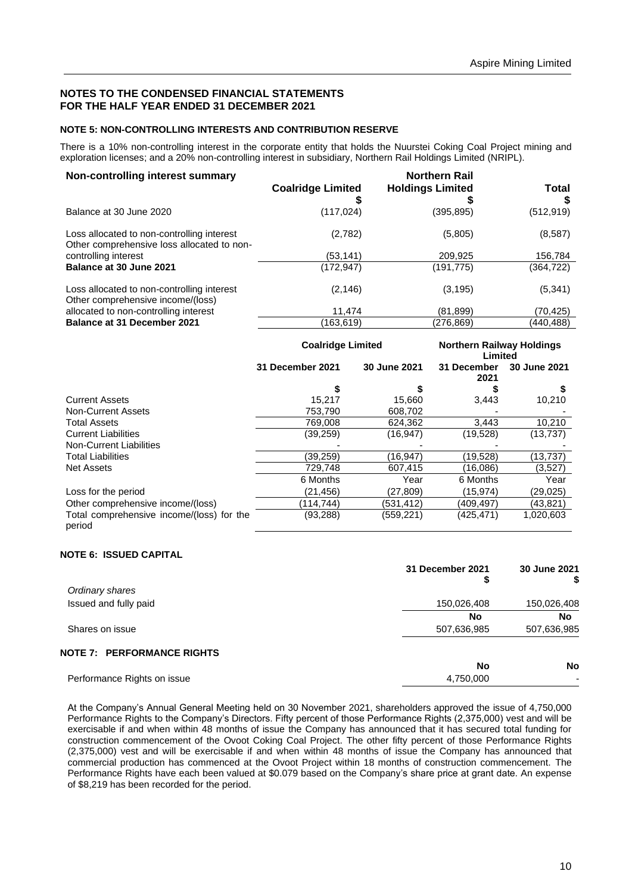# NOTES TO THE CONDENSED FINANCIAL STATEMENTS FOR THE HALF YEAR ENDED 31 DECEMBER 2021

## NOTE 5: NON-CONTROLLING INTERESTS AND CONTRIBUTION RESERVE

There is a 10% non-controlling interest in the corporate entity that holds the Nuurstei Coking Coal Project mining and exploration licenses; and a 20% non-controlling interest in subsidiary, Northern Rail Holdings Limited (NRIPL).

| Non-controlling interest summary | Coalridge Limited | Northern Rail Holdings Limited | Total |
|---|---|---|---|
| | $ | $ | $ |
| Balance at 30 June 2020 | (117,024) | (395,895) | (512,919) |
| Loss allocated to non-controlling interest | (2,782) | (5,805) | (8,587) |
| Other comprehensive loss allocated to non-controlling interest | (53,141) | 209,925 | 156,784 |
| **Balance at 30 June 2021** | (172,947) | (191,775) | (364,722) |
| Loss allocated to non-controlling interest | (2,146) | (3,195) | (5,341) |
| Other comprehensive income/(loss) allocated to non-controlling interest | 11,474 | (81,899) | (70,425) |
| **Balance at 31 December 2021** | (163,619) | (276,869) | (440,488) |

| | Coalridge Limited | | Northern Railway Holdings Limited | |
|---|---|---|---|---|
| | 31 December 2021 | 30 June 2021 | 31 December 2021 | 30 June 2021 |
| | $ | $ | $ | $ |
| Current Assets | 15,217 | 15,660 | 3,443 | 10,210 |
| Non-Current Assets | 753,790 | 608,702 | - | - |
| Total Assets | 769,008 | 624,362 | 3,443 | 10,210 |
| Current Liabilities | (39,259) | (16,947) | (19,528) | (13,737) |
| Non-Current Liabilities | - | - | - | - |
| Total Liabilities | (39,259) | (16,947) | (19,528) | (13,737) |
| Net Assets | 729,748 | 607,415 | (16,086) | (3,527) |
| | 6 Months | Year | 6 Months | Year |
| Loss for the period | (21,456) | (27,809) | (15,974) | (29,025) |
| Other comprehensive income/(loss) | (114,744) | (531,412) | (409,497) | (43,821) |
| Total comprehensive income/(loss) for the period | (93,288) | (559,221) | (425,471) | 1,020,603 |

## NOTE 6: ISSUED CAPITAL

| | 31 December 2021 | 30 June 2021 |
|---|---|---|
| | $ | $ |
| *Ordinary shares* | | |
| Issued and fully paid | 150,026,408 | 150,026,408 |
| | **No** | **No** |
| Shares on issue | 507,636,985 | 507,636,985 |

## NOTE 7: PERFORMANCE RIGHTS

| | No | No |
|---|---|---|
| Performance Rights on issue | 4,750,000 | - |

At the Company's Annual General Meeting held on 30 November 2021, shareholders approved the issue of 4,750,000 Performance Rights to the Company's Directors. Fifty percent of those Performance Rights (2,375,000) vest and will be exercisable if and when within 48 months of issue the Company has announced that it has secured total funding for construction commencement of the Ovoot Coking Coal Project. The other fifty percent of those Performance Rights (2,375,000) vest and will be exercisable if and when within 48 months of issue the Company has announced that commercial production has commenced at the Ovoot Project within 18 months of construction commencement. The Performance Rights have each been valued at $0.079 based on the Company's share price at grant date. An expense of $8,219 has been recorded for the period.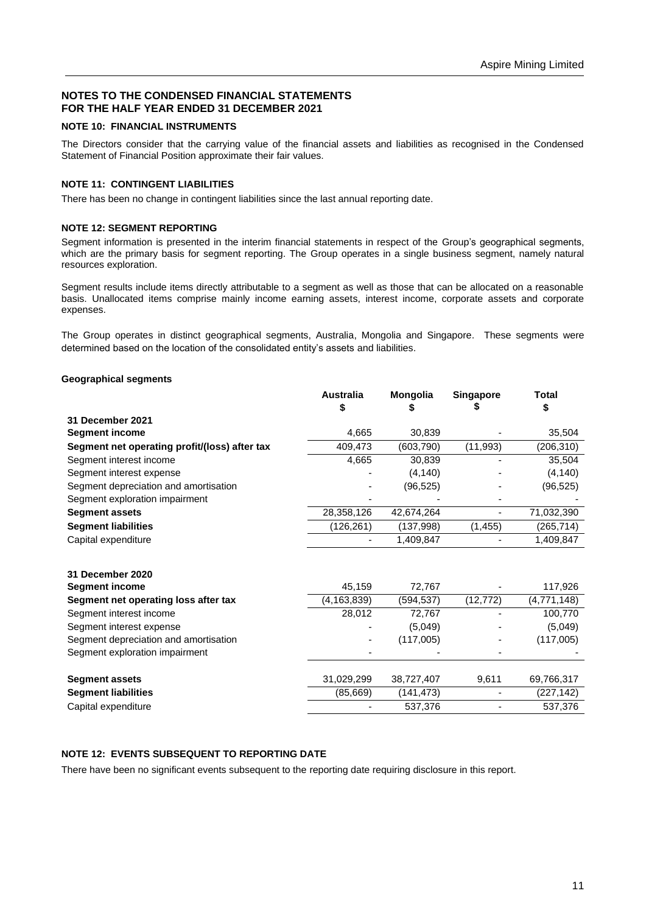## NOTES TO THE CONDENSED FINANCIAL STATEMENTS FOR THE HALF YEAR ENDED 31 DECEMBER 2021

### NOTE 10: FINANCIAL INSTRUMENTS

The Directors consider that the carrying value of the financial assets and liabilities as recognised in the Condensed Statement of Financial Position approximate their fair values.

### NOTE 11: CONTINGENT LIABILITIES

There has been no change in contingent liabilities since the last annual reporting date.

### NOTE 12: SEGMENT REPORTING

Segment information is presented in the interim financial statements in respect of the Group's geographical segments, which are the primary basis for segment reporting. The Group operates in a single business segment, namely natural resources exploration.

Segment results include items directly attributable to a segment as well as those that can be allocated on a reasonable basis. Unallocated items comprise mainly income earning assets, interest income, corporate assets and corporate expenses.

The Group operates in distinct geographical segments, Australia, Mongolia and Singapore. These segments were determined based on the location of the consolidated entity's assets and liabilities.

**Geographical segments**

| | Australia $ | Mongolia $ | Singapore $ | Total $ |
|---|---|---|---|---|
| **31 December 2021** | | | | |
| **Segment income** | 4,665 | 30,839 | - | 35,504 |
| **Segment net operating profit/(loss) after tax** | 409,473 | (603,790) | (11,993) | (206,310) |
| Segment interest income | 4,665 | 30,839 | - | 35,504 |
| Segment interest expense | - | (4,140) | - | (4,140) |
| Segment depreciation and amortisation | - | (96,525) | - | (96,525) |
| Segment exploration impairment | - | - | - | - |
| **Segment assets** | 28,358,126 | 42,674,264 | - | 71,032,390 |
| **Segment liabilities** | (126,261) | (137,998) | (1,455) | (265,714) |
| Capital expenditure | - | 1,409,847 | - | 1,409,847 |
| | | | | |
| **31 December 2020** | | | | |
| **Segment income** | 45,159 | 72,767 | - | 117,926 |
| **Segment net operating loss after tax** | (4,163,839) | (594,537) | (12,772) | (4,771,148) |
| Segment interest income | 28,012 | 72,767 | - | 100,770 |
| Segment interest expense | - | (5,049) | - | (5,049) |
| Segment depreciation and amortisation | - | (117,005) | - | (117,005) |
| Segment exploration impairment | - | - | - | - |
| | | | | |
| **Segment assets** | 31,029,299 | 38,727,407 | 9,611 | 69,766,317 |
| **Segment liabilities** | (85,669) | (141,473) | - | (227,142) |
| Capital expenditure | - | 537,376 | - | 537,376 |

### NOTE 12: EVENTS SUBSEQUENT TO REPORTING DATE

There have been no significant events subsequent to the reporting date requiring disclosure in this report.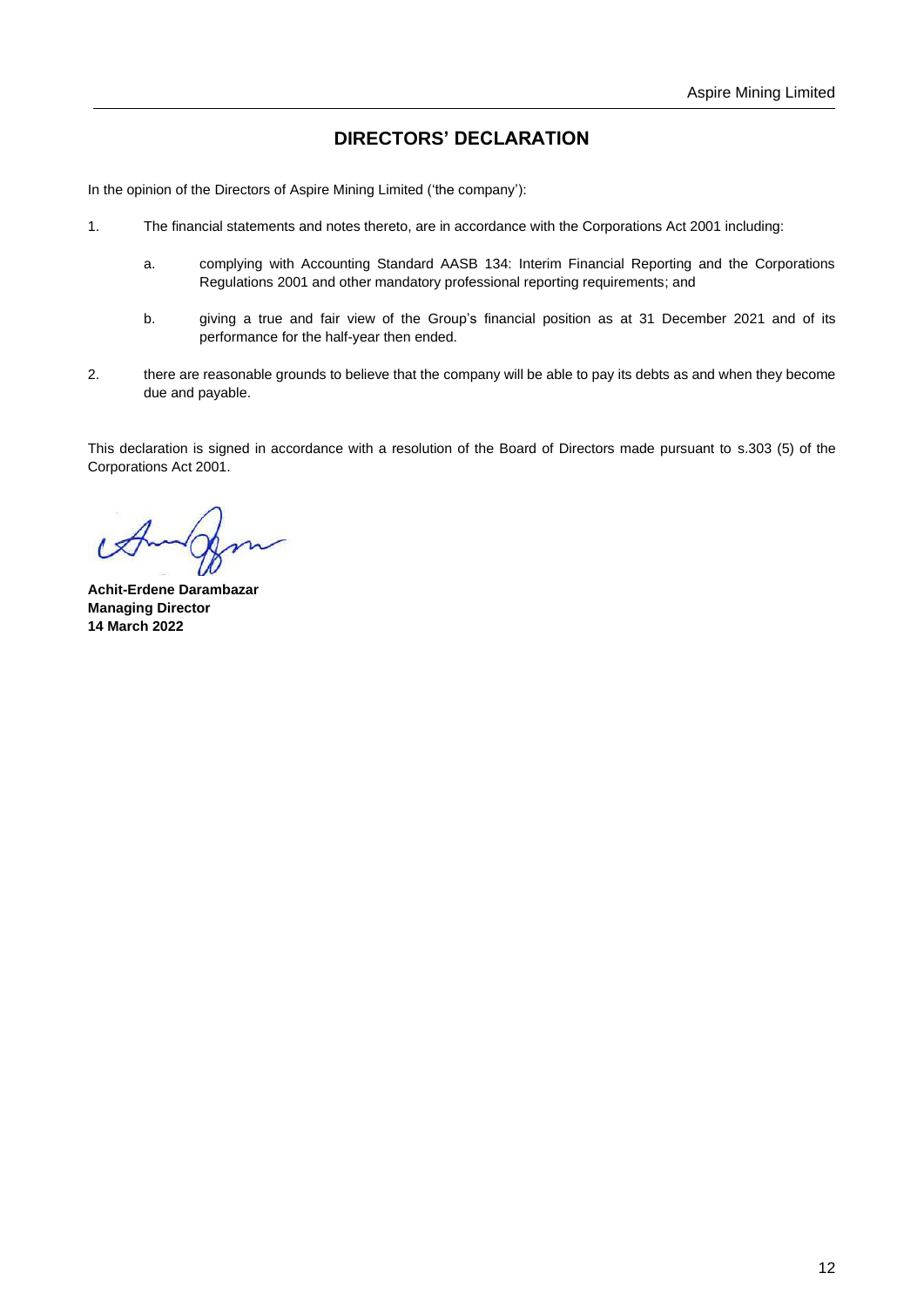# DIRECTORS' DECLARATION

In the opinion of the Directors of Aspire Mining Limited ('the company'):

1. The financial statements and notes thereto, are in accordance with the Corporations Act 2001 including:

   a. complying with Accounting Standard AASB 134: Interim Financial Reporting and the Corporations Regulations 2001 and other mandatory professional reporting requirements; and

   b. giving a true and fair view of the Group's financial position as at 31 December 2021 and of its performance for the half-year then ended.

2. there are reasonable grounds to believe that the company will be able to pay its debts as and when they become due and payable.

This declaration is signed in accordance with a resolution of the Board of Directors made pursuant to s.303 (5) of the Corporations Act 2001.

**Achit-Erdene Darambazar**
**Managing Director**
**14 March 2022**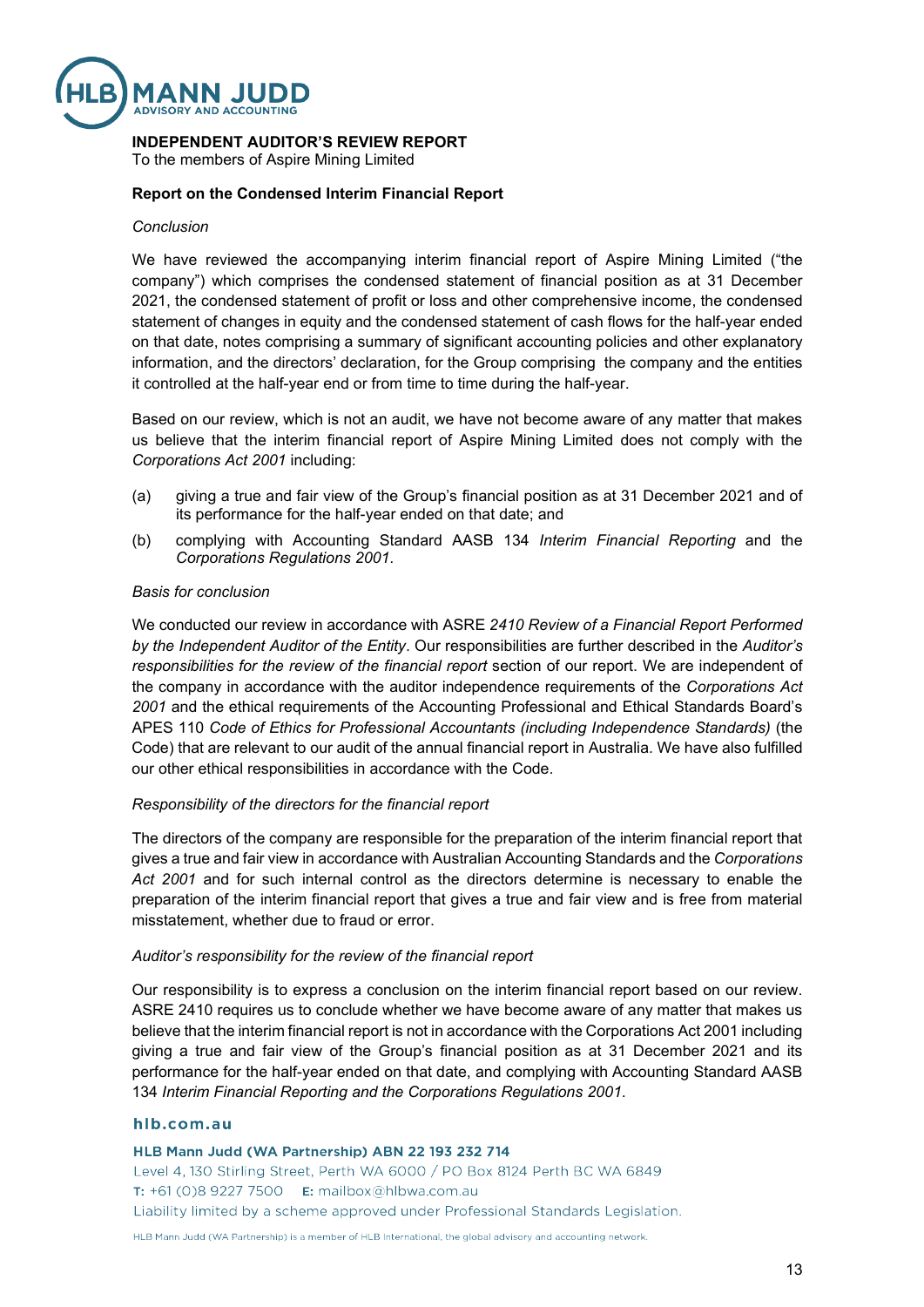**INDEPENDENT AUDITOR'S REVIEW REPORT**
To the members of Aspire Mining Limited

**Report on the Condensed Interim Financial Report**

*Conclusion*

We have reviewed the accompanying interim financial report of Aspire Mining Limited ("the company") which comprises the condensed statement of financial position as at 31 December 2021, the condensed statement of profit or loss and other comprehensive income, the condensed statement of changes in equity and the condensed statement of cash flows for the half-year ended on that date, notes comprising a summary of significant accounting policies and other explanatory information, and the directors' declaration, for the Group comprising the company and the entities it controlled at the half-year end or from time to time during the half-year.

Based on our review, which is not an audit, we have not become aware of any matter that makes us believe that the interim financial report of Aspire Mining Limited does not comply with the *Corporations Act 2001* including:

(a) giving a true and fair view of the Group's financial position as at 31 December 2021 and of its performance for the half-year ended on that date; and

(b) complying with Accounting Standard AASB 134 *Interim Financial Reporting* and the *Corporations Regulations 2001*.

*Basis for conclusion*

We conducted our review in accordance with ASRE *2410 Review of a Financial Report Performed by the Independent Auditor of the Entity*. Our responsibilities are further described in the *Auditor's responsibilities for the review of the financial report* section of our report. We are independent of the company in accordance with the auditor independence requirements of the *Corporations Act 2001* and the ethical requirements of the Accounting Professional and Ethical Standards Board's APES 110 *Code of Ethics for Professional Accountants (including Independence Standards)* (the Code) that are relevant to our audit of the annual financial report in Australia. We have also fulfilled our other ethical responsibilities in accordance with the Code.

*Responsibility of the directors for the financial report*

The directors of the company are responsible for the preparation of the interim financial report that gives a true and fair view in accordance with Australian Accounting Standards and the *Corporations Act 2001* and for such internal control as the directors determine is necessary to enable the preparation of the interim financial report that gives a true and fair view and is free from material misstatement, whether due to fraud or error.

*Auditor's responsibility for the review of the financial report*

Our responsibility is to express a conclusion on the interim financial report based on our review. ASRE 2410 requires us to conclude whether we have become aware of any matter that makes us believe that the interim financial report is not in accordance with the Corporations Act 2001 including giving a true and fair view of the Group's financial position as at 31 December 2021 and its performance for the half-year ended on that date, and complying with Accounting Standard AASB 134 *Interim Financial Reporting and the Corporations Regulations 2001*.

hlb.com.au

HLB Mann Judd (WA Partnership) ABN 22 193 232 714
Level 4, 130 Stirling Street, Perth WA 6000 / PO Box 8124 Perth BC WA 6849
T: +61 (0)8 9227 7500 E: mailbox@hlbwa.com.au
Liability limited by a scheme approved under Professional Standards Legislation.

HLB Mann Judd (WA Partnership) is a member of HLB International, the global advisory and accounting network.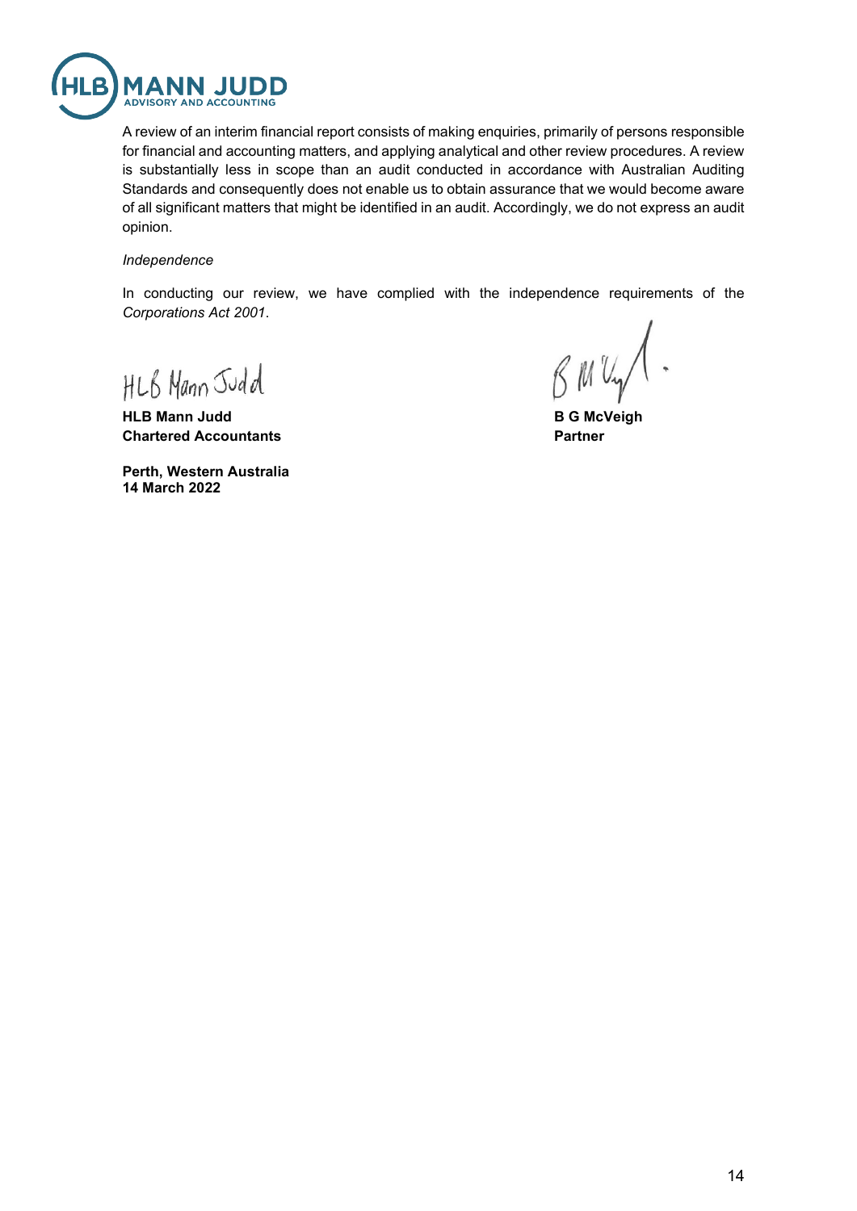A review of an interim financial report consists of making enquiries, primarily of persons responsible for financial and accounting matters, and applying analytical and other review procedures. A review is substantially less in scope than an audit conducted in accordance with Australian Auditing Standards and consequently does not enable us to obtain assurance that we would become aware of all significant matters that might be identified in an audit. Accordingly, we do not express an audit opinion.

*Independence*

In conducting our review, we have complied with the independence requirements of the *Corporations Act 2001*.

**HLB Mann Judd**
**Chartered Accountants**

**B G McVeigh**
**Partner**

**Perth, Western Australia**
**14 March 2022**